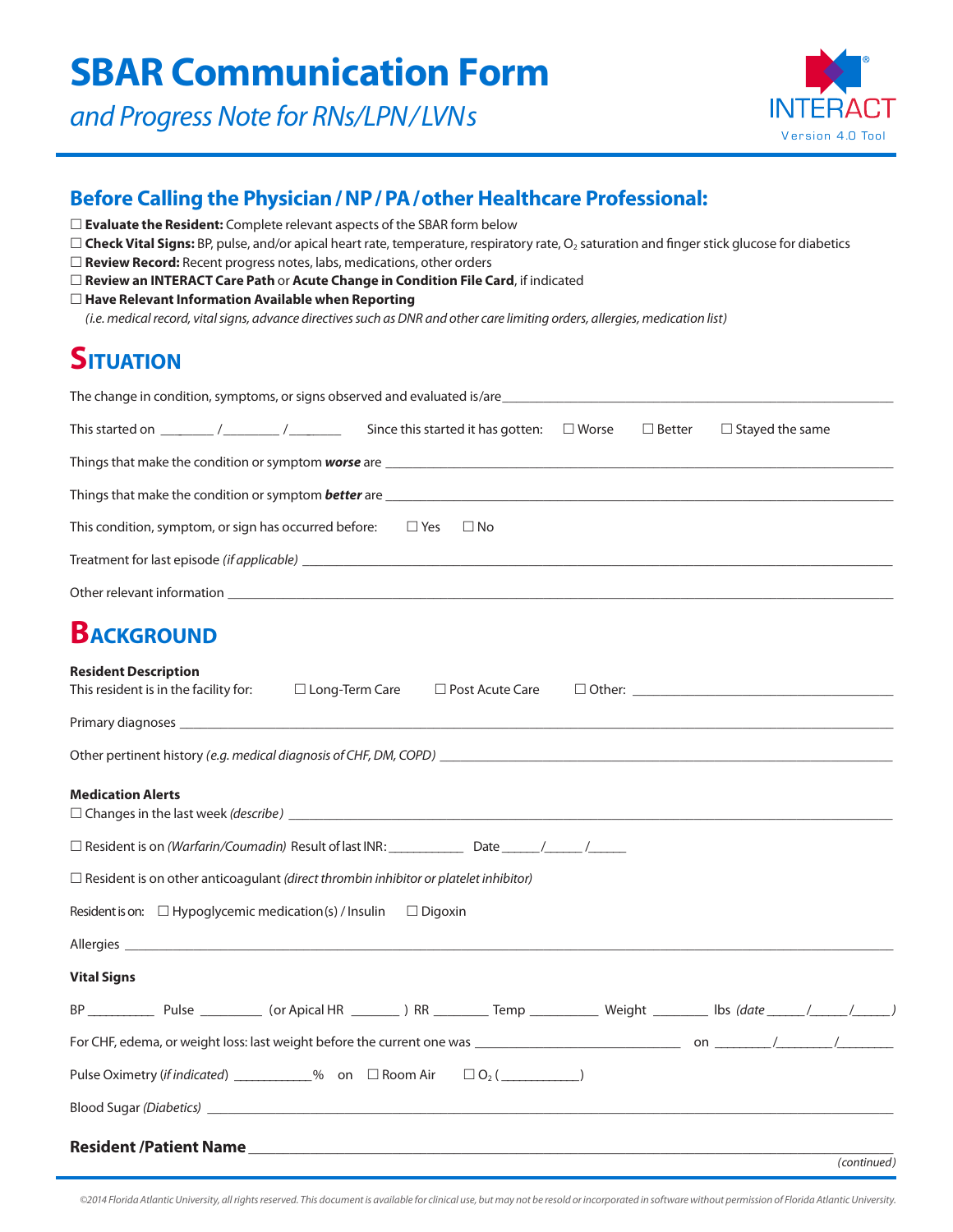# SBAR Communication Form

*and Progress Note for RNs/LPN/LVNs*

INTERACT Version 4.0 Tool

## Before Calling the Physician / NP / PA / other Healthcare Professional:

☐ **Evaluate the Resident:** Complete relevant aspects of the SBAR form below
☐ **Check Vital Signs:** BP, pulse, and/or apical heart rate, temperature, respiratory rate, $O_2$ saturation and finger stick glucose for diabetics
☐ **Review Record:** Recent progress notes, labs, medications, other orders
☐ **Review an INTERACT Care Path** or **Acute Change in Condition File Card**, if indicated
☐ **Have Relevant Information Available when Reporting**
*(i.e. medical record, vital signs, advance directives such as DNR and other care limiting orders, allergies, medication list)*

## SITUATION

The change in condition, symptoms, or signs observed and evaluated is/are ______________________________

This started on _______ /________ /________ Since this started it has gotten: ☐ Worse ☐ Better ☐ Stayed the same

Things that make the condition or symptom ***worse*** are ______________________________

Things that make the condition or symptom ***better*** are ______________________________

This condition, symptom, or sign has occurred before: ☐ Yes ☐ No

Treatment for last episode *(if applicable)* ______________________________

Other relevant information ______________________________

## BACKGROUND

**Resident Description**
This resident is in the facility for: ☐ Long-Term Care ☐ Post Acute Care ☐ Other: ______________________________

Primary diagnoses ______________________________

Other pertinent history *(e.g. medical diagnosis of CHF, DM, COPD)* ______________________________

**Medication Alerts**
☐ Changes in the last week *(describe)* ______________________________

☐ Resident is on *(Warfarin/Coumadin)* Result of last INR: ___________ Date _____/_____ /_____

☐ Resident is on other anticoagulant *(direct thrombin inhibitor or platelet inhibitor)*

Resident is on: ☐ Hypoglycemic medication(s) / Insulin ☐ Digoxin

Allergies ______________________________

**Vital Signs**

BP _________ Pulse _________ (or Apical HR _______ ) RR ________ Temp _________ Weight ________ lbs *(date _____/_____/_____)*

For CHF, edema, or weight loss: last weight before the current one was ____________________ on ________/________/________

Pulse Oximetry *(if indicated)* ___________% on ☐ Room Air ☐ $O_2$ ( ___________)

Blood Sugar *(Diabetics)* ______________________________

**Resident /Patient Name** ______________________________

*(continued)*

*©2014 Florida Atlantic University, all rights reserved. This document is available for clinical use, but may not be resold or incorporated in software without permission of Florida Atlantic University.*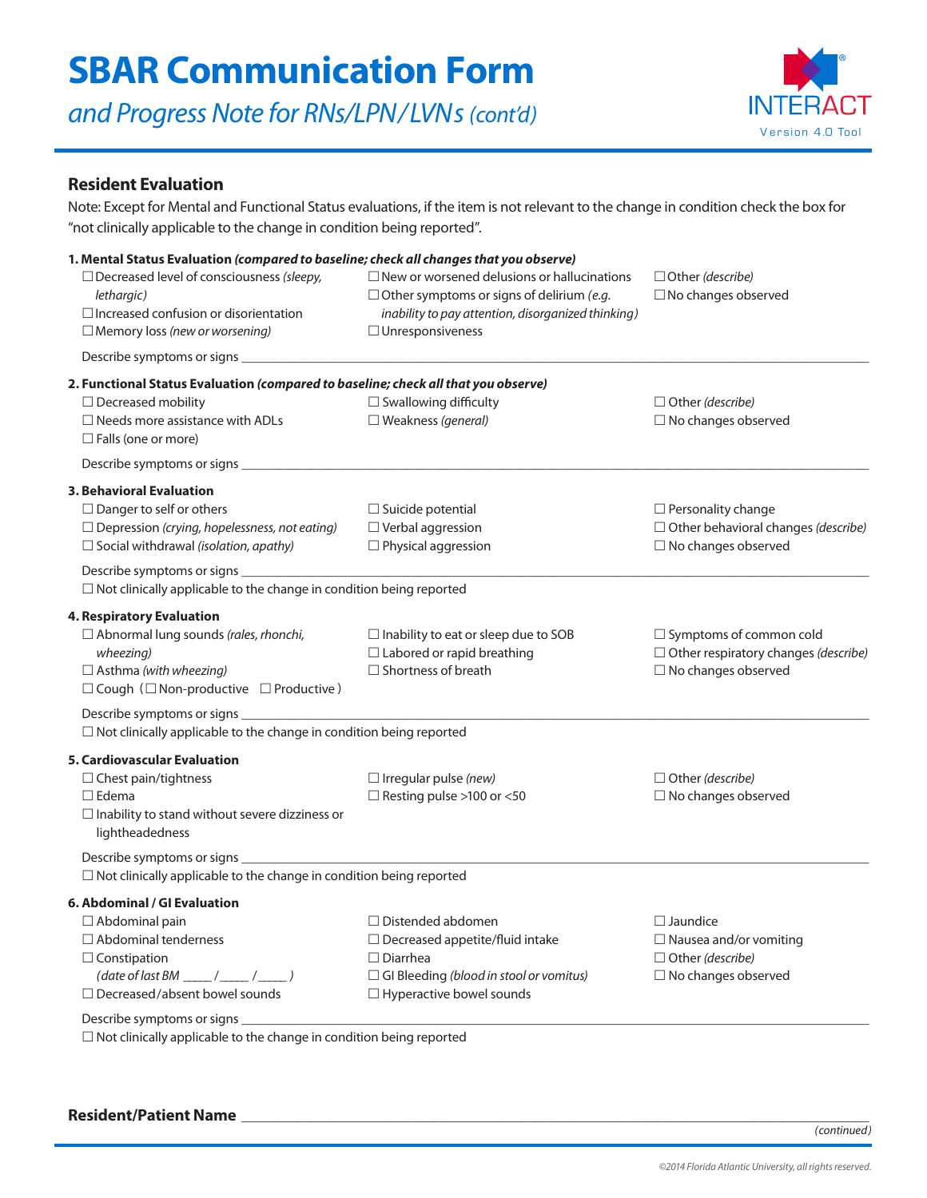# SBAR Communication Form

## *and Progress Note for RNs/LPN/LVNs (cont'd)*

### Resident Evaluation

Note: Except for Mental and Functional Status evaluations, if the item is not relevant to the change in condition check the box for "not clinically applicable to the change in condition being reported".

**1. Mental Status Evaluation *(compared to baseline; check all changes that you observe)***

- ☐ Decreased level of consciousness *(sleepy, lethargic)*
- ☐ Increased confusion or disorientation
- ☐ Memory loss *(new or worsening)*
- ☐ New or worsened delusions or hallucinations
- ☐ Other symptoms or signs of delirium *(e.g. inability to pay attention, disorganized thinking)*
- ☐ Unresponsiveness
- ☐ Other *(describe)*
- ☐ No changes observed

Describe symptoms or signs ______________________________

**2. Functional Status Evaluation *(compared to baseline; check all that you observe)***

- ☐ Decreased mobility
- ☐ Needs more assistance with ADLs
- ☐ Falls (one or more)
- ☐ Swallowing difficulty
- ☐ Weakness *(general)*
- ☐ Other *(describe)*
- ☐ No changes observed

Describe symptoms or signs ______________________________

**3. Behavioral Evaluation**

- ☐ Danger to self or others
- ☐ Depression *(crying, hopelessness, not eating)*
- ☐ Social withdrawal *(isolation, apathy)*
- ☐ Suicide potential
- ☐ Verbal aggression
- ☐ Physical aggression
- ☐ Personality change
- ☐ Other behavioral changes *(describe)*
- ☐ No changes observed

Describe symptoms or signs ______________________________

☐ Not clinically applicable to the change in condition being reported

**4. Respiratory Evaluation**

- ☐ Abnormal lung sounds *(rales, rhonchi, wheezing)*
- ☐ Asthma *(with wheezing)*
- ☐ Cough ( ☐ Non-productive ☐ Productive )
- ☐ Inability to eat or sleep due to SOB
- ☐ Labored or rapid breathing
- ☐ Shortness of breath
- ☐ Symptoms of common cold
- ☐ Other respiratory changes *(describe)*
- ☐ No changes observed

Describe symptoms or signs ______________________________

☐ Not clinically applicable to the change in condition being reported

**5. Cardiovascular Evaluation**

- ☐ Chest pain/tightness
- ☐ Edema
- ☐ Inability to stand without severe dizziness or lightheadedness
- ☐ Irregular pulse *(new)*
- ☐ Resting pulse >100 or <50
- ☐ Other *(describe)*
- ☐ No changes observed

Describe symptoms or signs ______________________________

☐ Not clinically applicable to the change in condition being reported

**6. Abdominal / GI Evaluation**

- ☐ Abdominal pain
- ☐ Abdominal tenderness
- ☐ Constipation *(date of last BM ____/____/____ )*
- ☐ Decreased/absent bowel sounds
- ☐ Distended abdomen
- ☐ Decreased appetite/fluid intake
- ☐ Diarrhea
- ☐ GI Bleeding *(blood in stool or vomitus)*
- ☐ Hyperactive bowel sounds
- ☐ Jaundice
- ☐ Nausea and/or vomiting
- ☐ Other *(describe)*
- ☐ No changes observed

Describe symptoms or signs ______________________________

☐ Not clinically applicable to the change in condition being reported

**Resident/Patient Name** ______________________________

*(continued)*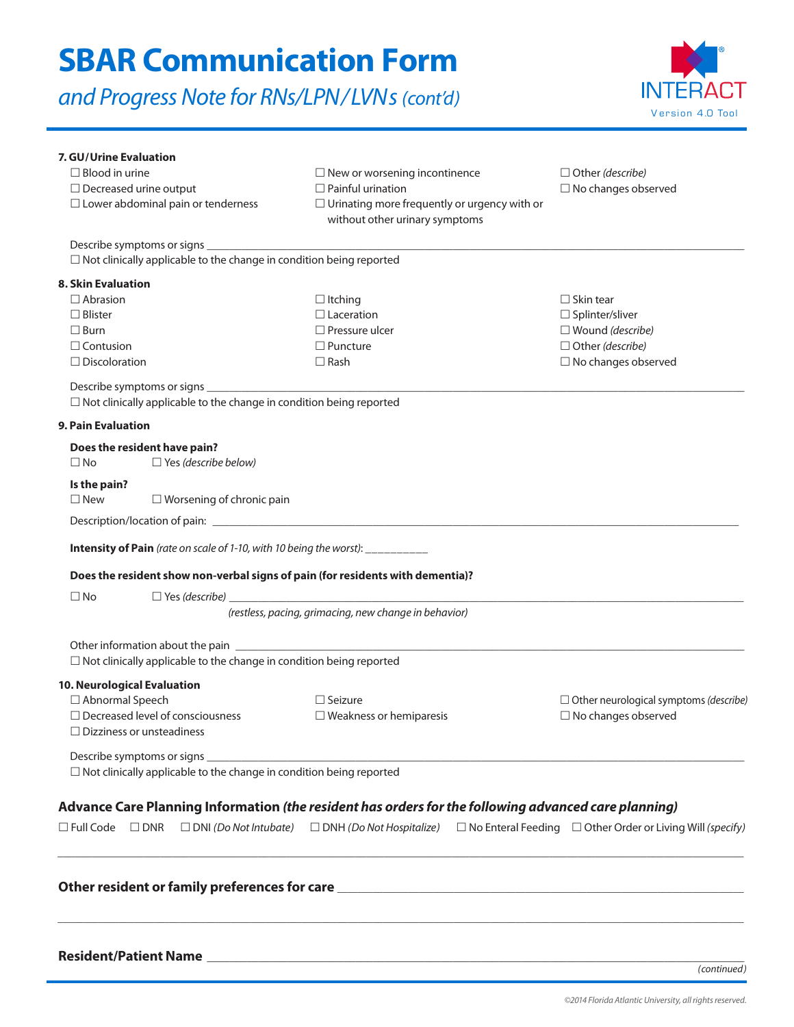# SBAR Communication Form

## *and Progress Note for RNs/LPN/LVNs (cont'd)*

INTERACT Version 4.0 Tool

**7. GU/Urine Evaluation**

☐ Blood in urine
☐ Decreased urine output
☐ Lower abdominal pain or tenderness
☐ New or worsening incontinence
☐ Painful urination
☐ Urinating more frequently or urgency with or without other urinary symptoms
☐ Other *(describe)*
☐ No changes observed

Describe symptoms or signs ______________________________________________

☐ Not clinically applicable to the change in condition being reported

**8. Skin Evaluation**

☐ Abrasion
☐ Blister
☐ Burn
☐ Contusion
☐ Discoloration
☐ Itching
☐ Laceration
☐ Pressure ulcer
☐ Puncture
☐ Rash
☐ Skin tear
☐ Splinter/sliver
☐ Wound *(describe)*
☐ Other *(describe)*
☐ No changes observed

Describe symptoms or signs ______________________________________________

☐ Not clinically applicable to the change in condition being reported

**9. Pain Evaluation**

**Does the resident have pain?**

☐ No ☐ Yes *(describe below)*

**Is the pain?**

☐ New ☐ Worsening of chronic pain

Description/location of pain: ______________________________________________

**Intensity of Pain** *(rate on scale of 1-10, with 10 being the worst)*: __________

**Does the resident show non-verbal signs of pain (for residents with dementia)?**

☐ No ☐ Yes *(describe)* ______________________________________________

*(restless, pacing, grimacing, new change in behavior)*

Other information about the pain ______________________________________________

☐ Not clinically applicable to the change in condition being reported

**10. Neurological Evaluation**

☐ Abnormal Speech
☐ Decreased level of consciousness
☐ Dizziness or unsteadiness
☐ Seizure
☐ Weakness or hemiparesis
☐ Other neurological symptoms *(describe)*
☐ No changes observed

Describe symptoms or signs ______________________________________________

☐ Not clinically applicable to the change in condition being reported

### Advance Care Planning Information *(the resident has orders for the following advanced care planning)*

☐ Full Code ☐ DNR ☐ DNI *(Do Not Intubate)* ☐ DNH *(Do Not Hospitalize)* ☐ No Enteral Feeding ☐ Other Order or Living Will *(specify)*

______________________________________________

**Other resident or family preferences for care** ______________________________________________

______________________________________________

**Resident/Patient Name** ______________________________________________

*(continued)*

*©2014 Florida Atlantic University, all rights reserved.*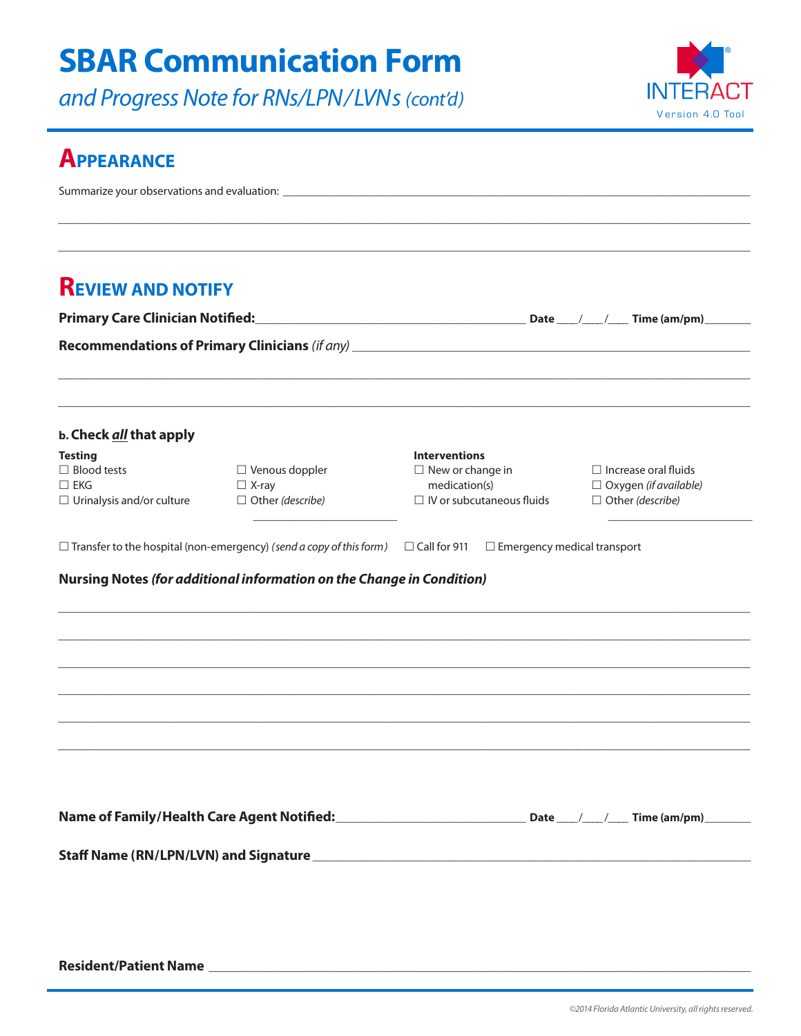# SBAR Communication Form

*and Progress Note for RNs/LPN/LVNs (cont'd)*

INTERACT
Version 4.0 Tool

## APPEARANCE

Summarize your observations and evaluation: ______________________________________________

______________________________________________

______________________________________________

## REVIEW AND NOTIFY

**Primary Care Clinician Notified:**______________________ **Date** ___/___/___ **Time (am/pm)**______

**Recommendations of Primary Clinicians** *(if any)* ______________________________________________

______________________________________________

______________________________________________

**b. Check *all* that apply**

**Testing**

- ☐ Blood tests
- ☐ EKG
- ☐ Urinalysis and/or culture
- ☐ Venous doppler
- ☐ X-ray
- ☐ Other *(describe)* ______________________

**Interventions**

- ☐ New or change in medication(s)
- ☐ IV or subcutaneous fluids
- ☐ Increase oral fluids
- ☐ Oxygen *(if available)*
- ☐ Other *(describe)* ______________________

☐ Transfer to the hospital (non-emergency) *(send a copy of this form)* ☐ Call for 911 ☐ Emergency medical transport

**Nursing Notes *(for additional information on the Change in Condition)***

______________________________________________

______________________________________________

______________________________________________

______________________________________________

______________________________________________

______________________________________________

**Name of Family/Health Care Agent Notified:**______________________ **Date** ___/___/___ **Time (am/pm)**______

**Staff Name (RN/LPN/LVN) and Signature** ______________________________________________

**Resident/Patient Name** ______________________________________________

©2014 Florida Atlantic University, all rights reserved.